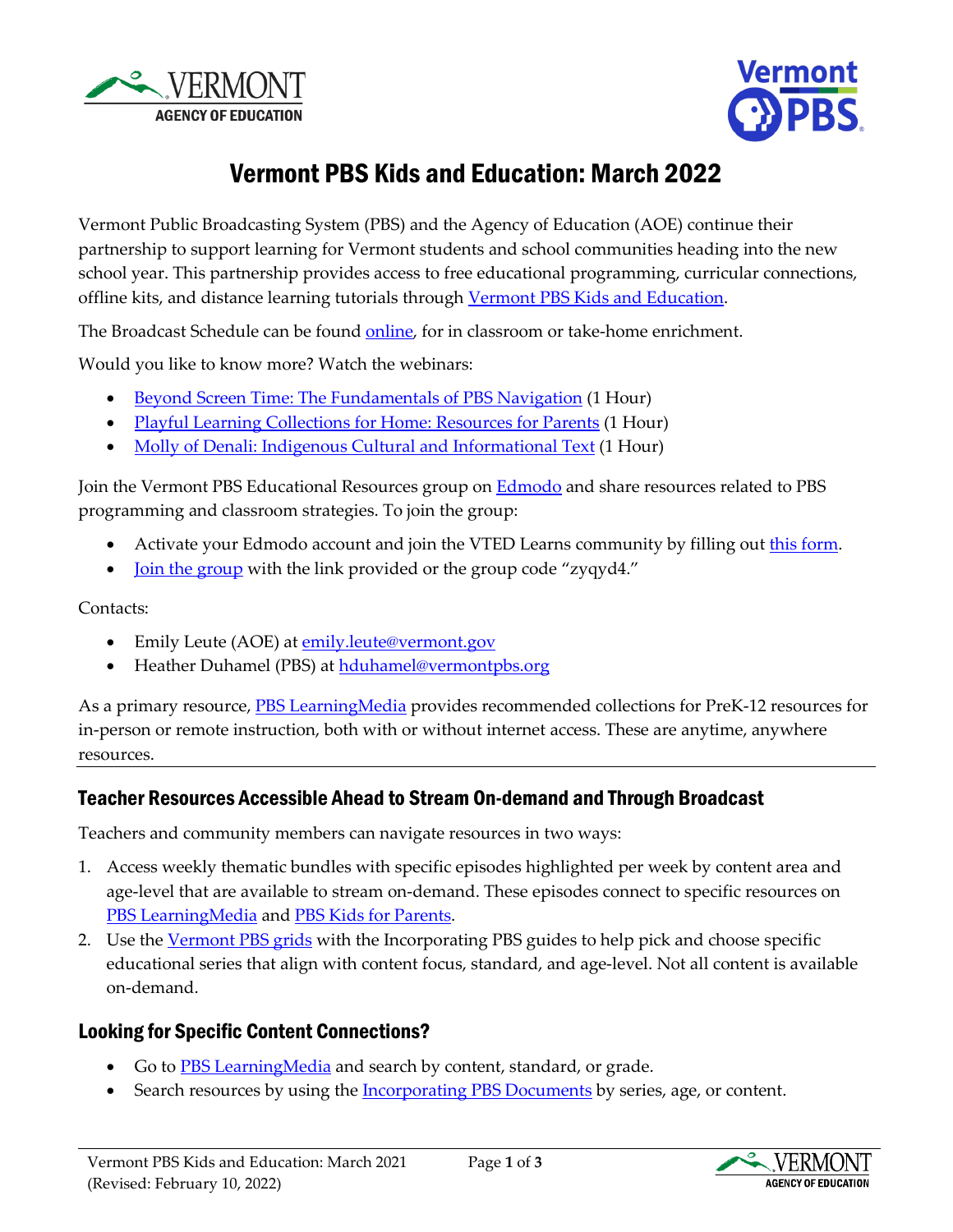# Vermont PBS Kids and Education: March 2022

Vermont Public Broadcasting System (PBS) and the Agency of Education (AOE) continue their partnership to support learning for Vermont students and school communities heading into the new school year. This partnership provides access to free educational programming, curricular connections, offline kits, and distance learning tutorials through [Vermont PBS Kids and Education](#).

The Broadcast Schedule can be found [online](#), for in classroom or take-home enrichment.

Would you like to know more? Watch the webinars:

- [Beyond Screen Time: The Fundamentals of PBS Navigation](#) (1 Hour)
- [Playful Learning Collections for Home: Resources for Parents](#) (1 Hour)
- [Molly of Denali: Indigenous Cultural and Informational Text](#) (1 Hour)

Join the Vermont PBS Educational Resources group on [Edmodo](#) and share resources related to PBS programming and classroom strategies. To join the group:

- Activate your Edmodo account and join the VTED Learns community by filling out [this form](#).
- [Join the group](#) with the link provided or the group code "zyqyd4."

Contacts:

- Emily Leute (AOE) at [emily.leute@vermont.gov](mailto:emily.leute@vermont.gov)
- Heather Duhamel (PBS) at [hduhamel@vermontpbs.org](mailto:hduhamel@vermontpbs.org)

As a primary resource, [PBS LearningMedia](#) provides recommended collections for PreK-12 resources for in-person or remote instruction, both with or without internet access. These are anytime, anywhere resources.

## Teacher Resources Accessible Ahead to Stream On-demand and Through Broadcast

Teachers and community members can navigate resources in two ways:

1. Access weekly thematic bundles with specific episodes highlighted per week by content area and age-level that are available to stream on-demand. These episodes connect to specific resources on [PBS LearningMedia](#) and [PBS Kids for Parents](#).
2. Use the [Vermont PBS grids](#) with the Incorporating PBS guides to help pick and choose specific educational series that align with content focus, standard, and age-level. Not all content is available on-demand.

## Looking for Specific Content Connections?

- Go to [PBS LearningMedia](#) and search by content, standard, or grade.
- Search resources by using the [Incorporating PBS Documents](#) by series, age, or content.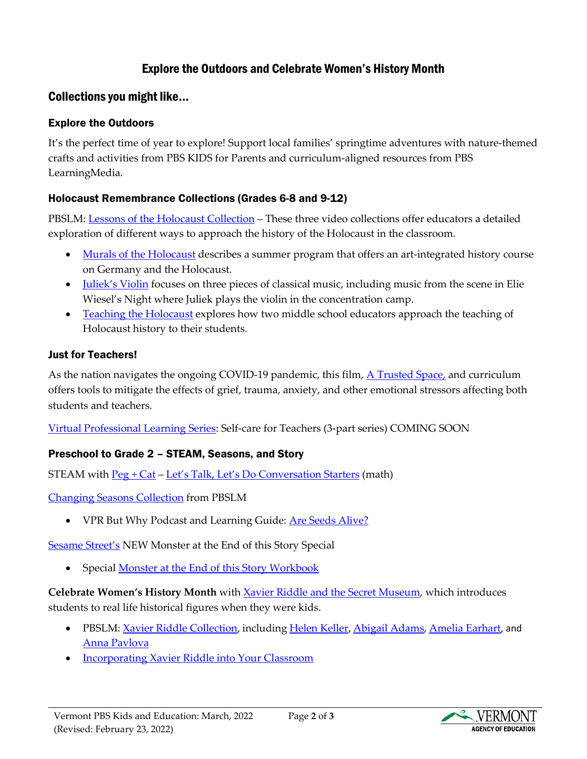# Explore the Outdoors and Celebrate Women's History Month

## Collections you might like…

### Explore the Outdoors

It's the perfect time of year to explore! Support local families' springtime adventures with nature-themed crafts and activities from PBS KIDS for Parents and curriculum-aligned resources from PBS LearningMedia.

### Holocaust Remembrance Collections (Grades 6-8 and 9-12)

PBSLM: Lessons of the Holocaust Collection – These three video collections offer educators a detailed exploration of different ways to approach the history of the Holocaust in the classroom.

- Murals of the Holocaust describes a summer program that offers an art-integrated history course on Germany and the Holocaust.
- Juliek's Violin focuses on three pieces of classical music, including music from the scene in Elie Wiesel's Night where Juliek plays the violin in the concentration camp.
- Teaching the Holocaust explores how two middle school educators approach the teaching of Holocaust history to their students.

### Just for Teachers!

As the nation navigates the ongoing COVID-19 pandemic, this film, A Trusted Space, and curriculum offers tools to mitigate the effects of grief, trauma, anxiety, and other emotional stressors affecting both students and teachers.

Virtual Professional Learning Series: Self-care for Teachers (3-part series) COMING SOON

### Preschool to Grade 2 – STEAM, Seasons, and Story

STEAM with Peg + Cat – Let's Talk, Let's Do Conversation Starters (math)

Changing Seasons Collection from PBSLM

- VPR But Why Podcast and Learning Guide: Are Seeds Alive?

Sesame Street's NEW Monster at the End of this Story Special

- Special Monster at the End of this Story Workbook

**Celebrate Women's History Month** with Xavier Riddle and the Secret Museum, which introduces students to real life historical figures when they were kids.

- PBSLM: Xavier Riddle Collection, including Helen Keller, Abigail Adams, Amelia Earhart, and Anna Pavlova
- Incorporating Xavier Riddle into Your Classroom

Vermont PBS Kids and Education: March, 2022
(Revised: February 23, 2022)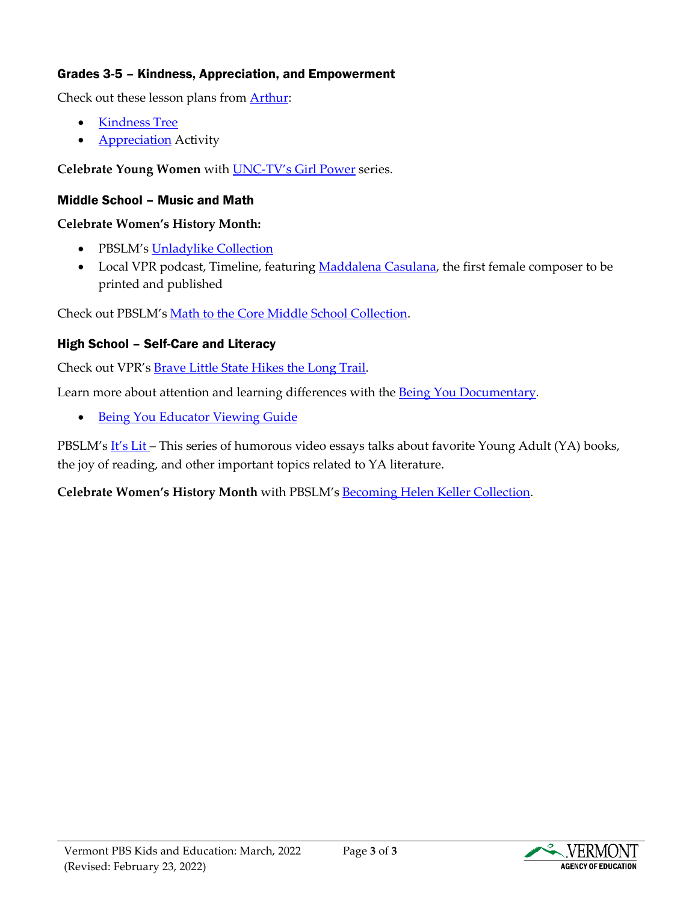### Grades 3-5 – Kindness, Appreciation, and Empowerment

Check out these lesson plans from Arthur:

- Kindness Tree
- Appreciation Activity

**Celebrate Young Women** with UNC-TV's Girl Power series.

### Middle School – Music and Math

**Celebrate Women's History Month:**

- PBSLM's Unladylike Collection
- Local VPR podcast, Timeline, featuring Maddalena Casulana, the first female composer to be printed and published

Check out PBSLM's Math to the Core Middle School Collection.

### High School – Self-Care and Literacy

Check out VPR's Brave Little State Hikes the Long Trail.

Learn more about attention and learning differences with the Being You Documentary.

- Being You Educator Viewing Guide

PBSLM's It's Lit – This series of humorous video essays talks about favorite Young Adult (YA) books, the joy of reading, and other important topics related to YA literature.

**Celebrate Women's History Month** with PBSLM's Becoming Helen Keller Collection.